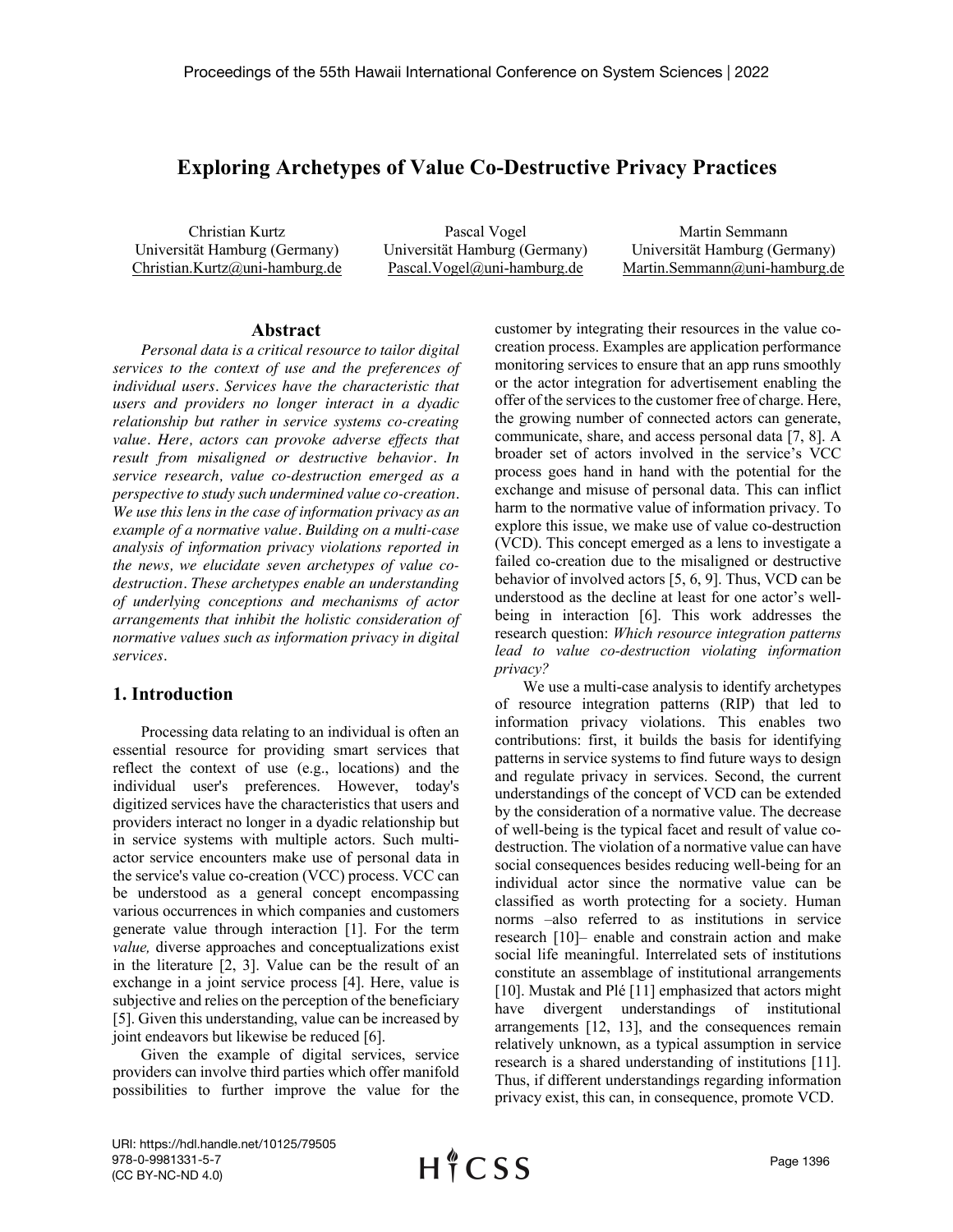# Exploring Archetypes of Value Co-Destructive Privacy Practices

Christian Kurtz
Universität Hamburg (Germany)
Christian.Kurtz@uni-hamburg.de

Pascal Vogel
Universität Hamburg (Germany)
Pascal.Vogel@uni-hamburg.de

Martin Semmann
Universität Hamburg (Germany)
Martin.Semmann@uni-hamburg.de

## Abstract

*Personal data is a critical resource to tailor digital services to the context of use and the preferences of individual users. Services have the characteristic that users and providers no longer interact in a dyadic relationship but rather in service systems co-creating value. Here, actors can provoke adverse effects that result from misaligned or destructive behavior. In service research, value co-destruction emerged as a perspective to study such undermined value co-creation. We use this lens in the case of information privacy as an example of a normative value. Building on a multi-case analysis of information privacy violations reported in the news, we elucidate seven archetypes of value co-destruction. These archetypes enable an understanding of underlying conceptions and mechanisms of actor arrangements that inhibit the holistic consideration of normative values such as information privacy in digital services.*

## 1. Introduction

Processing data relating to an individual is often an essential resource for providing smart services that reflect the context of use (e.g., locations) and the individual user's preferences. However, today's digitized services have the characteristics that users and providers interact no longer in a dyadic relationship but in service systems with multiple actors. Such multi-actor service encounters make use of personal data in the service's value co-creation (VCC) process. VCC can be understood as a general concept encompassing various occurrences in which companies and customers generate value through interaction [1]. For the term *value,* diverse approaches and conceptualizations exist in the literature [2, 3]. Value can be the result of an exchange in a joint service process [4]. Here, value is subjective and relies on the perception of the beneficiary [5]. Given this understanding, value can be increased by joint endeavors but likewise be reduced [6].

Given the example of digital services, service providers can involve third parties which offer manifold possibilities to further improve the value for the customer by integrating their resources in the value co-creation process. Examples are application performance monitoring services to ensure that an app runs smoothly or the actor integration for advertisement enabling the offer of the services to the customer free of charge. Here, the growing number of connected actors can generate, communicate, share, and access personal data [7, 8]. A broader set of actors involved in the service's VCC process goes hand in hand with the potential for the exchange and misuse of personal data. This can inflict harm to the normative value of information privacy. To explore this issue, we make use of value co-destruction (VCD). This concept emerged as a lens to investigate a failed co-creation due to the misaligned or destructive behavior of involved actors [5, 6, 9]. Thus, VCD can be understood as the decline at least for one actor's well-being in interaction [6]. This work addresses the research question: *Which resource integration patterns lead to value co-destruction violating information privacy?*

We use a multi-case analysis to identify archetypes of resource integration patterns (RIP) that led to information privacy violations. This enables two contributions: first, it builds the basis for identifying patterns in service systems to find future ways to design and regulate privacy in services. Second, the current understandings of the concept of VCD can be extended by the consideration of a normative value. The decrease of well-being is the typical facet and result of value co-destruction. The violation of a normative value can have social consequences besides reducing well-being for an individual actor since the normative value can be classified as worth protecting for a society. Human norms –also referred to as institutions in service research [10]– enable and constrain action and make social life meaningful. Interrelated sets of institutions constitute an assemblage of institutional arrangements [10]. Mustak and Plé [11] emphasized that actors might have divergent understandings of institutional arrangements [12, 13], and the consequences remain relatively unknown, as a typical assumption in service research is a shared understanding of institutions [11]. Thus, if different understandings regarding information privacy exist, this can, in consequence, promote VCD.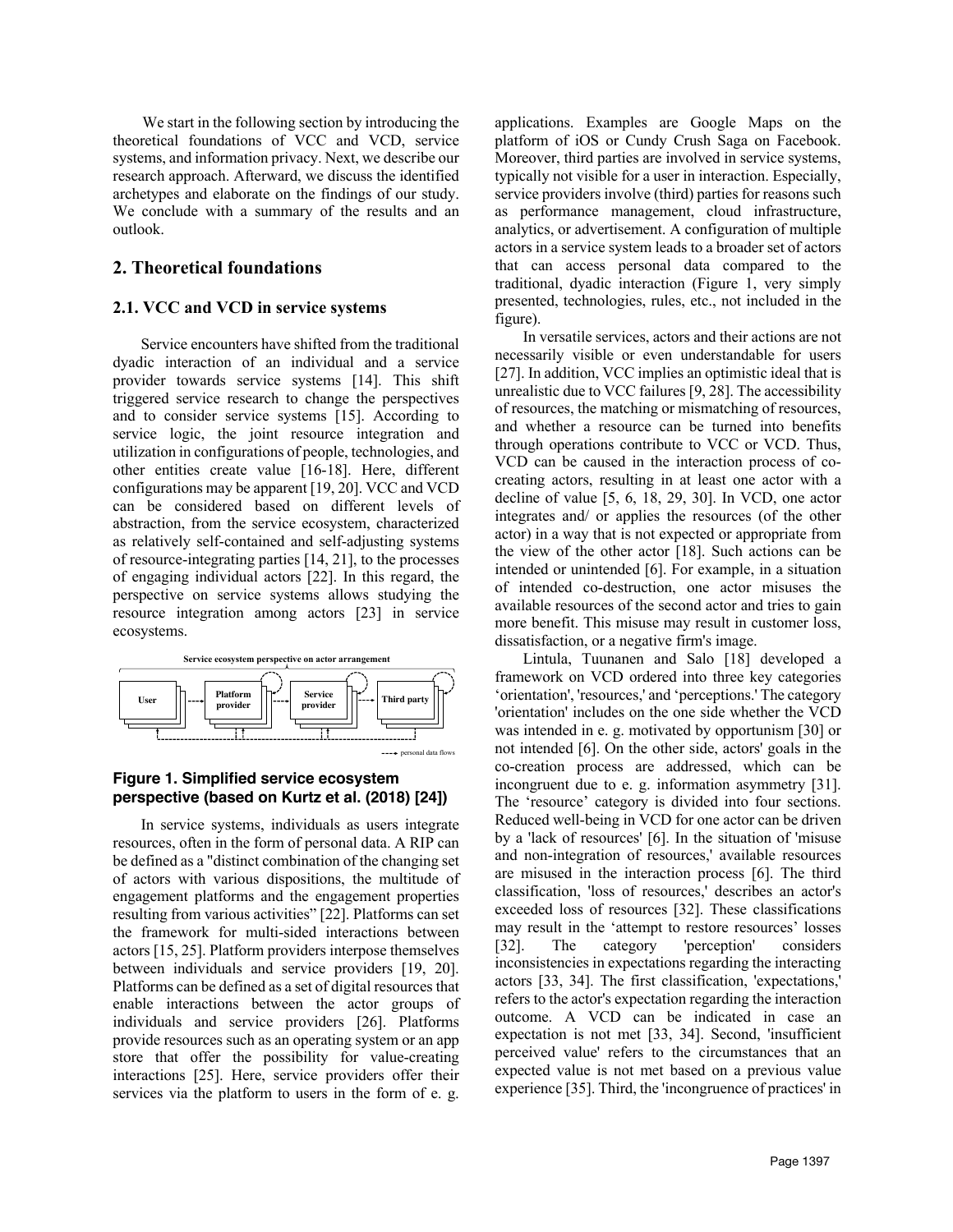We start in the following section by introducing the theoretical foundations of VCC and VCD, service systems, and information privacy. Next, we describe our research approach. Afterward, we discuss the identified archetypes and elaborate on the findings of our study. We conclude with a summary of the results and an outlook.

## 2. Theoretical foundations

### 2.1. VCC and VCD in service systems

Service encounters have shifted from the traditional dyadic interaction of an individual and a service provider towards service systems [14]. This shift triggered service research to change the perspectives and to consider service systems [15]. According to service logic, the joint resource integration and utilization in configurations of people, technologies, and other entities create value [16-18]. Here, different configurations may be apparent [19, 20]. VCC and VCD can be considered based on different levels of abstraction, from the service ecosystem, characterized as relatively self-contained and self-adjusting systems of resource-integrating parties [14, 21], to the processes of engaging individual actors [22]. In this regard, the perspective on service systems allows studying the resource integration among actors [23] in service ecosystems.

Service ecosystem perspective on actor arrangement

User → Platform provider → Service provider → Third party

personal data flows

**Figure 1. Simplified service ecosystem perspective (based on Kurtz et al. (2018) [24])**

In service systems, individuals as users integrate resources, often in the form of personal data. A RIP can be defined as a "distinct combination of the changing set of actors with various dispositions, the multitude of engagement platforms and the engagement properties resulting from various activities" [22]. Platforms can set the framework for multi-sided interactions between actors [15, 25]. Platform providers interpose themselves between individuals and service providers [19, 20]. Platforms can be defined as a set of digital resources that enable interactions between the actor groups of individuals and service providers [26]. Platforms provide resources such as an operating system or an app store that offer the possibility for value-creating interactions [25]. Here, service providers offer their services via the platform to users in the form of e. g. applications. Examples are Google Maps on the platform of iOS or Cundy Crush Saga on Facebook. Moreover, third parties are involved in service systems, typically not visible for a user in interaction. Especially, service providers involve (third) parties for reasons such as performance management, cloud infrastructure, analytics, or advertisement. A configuration of multiple actors in a service system leads to a broader set of actors that can access personal data compared to the traditional, dyadic interaction (Figure 1, very simply presented, technologies, rules, etc., not included in the figure).

In versatile services, actors and their actions are not necessarily visible or even understandable for users [27]. In addition, VCC implies an optimistic ideal that is unrealistic due to VCC failures [9, 28]. The accessibility of resources, the matching or mismatching of resources, and whether a resource can be turned into benefits through operations contribute to VCC or VCD. Thus, VCD can be caused in the interaction process of co-creating actors, resulting in at least one actor with a decline of value [5, 6, 18, 29, 30]. In VCD, one actor integrates and/ or applies the resources (of the other actor) in a way that is not expected or appropriate from the view of the other actor [18]. Such actions can be intended or unintended [6]. For example, in a situation of intended co-destruction, one actor misuses the available resources of the second actor and tries to gain more benefit. This misuse may result in customer loss, dissatisfaction, or a negative firm's image.

Lintula, Tuunanen and Salo [18] developed a framework on VCD ordered into three key categories 'orientation', 'resources,' and 'perceptions.' The category 'orientation' includes on the one side whether the VCD was intended in e. g. motivated by opportunism [30] or not intended [6]. On the other side, actors' goals in the co-creation process are addressed, which can be incongruent due to e. g. information asymmetry [31]. The 'resource' category is divided into four sections. Reduced well-being in VCD for one actor can be driven by a 'lack of resources' [6]. In the situation of 'misuse and non-integration of resources,' available resources are misused in the interaction process [6]. The third classification, 'loss of resources,' describes an actor's exceeded loss of resources [32]. These classifications may result in the 'attempt to restore resources' losses [32]. The category 'perception' considers inconsistencies in expectations regarding the interacting actors [33, 34]. The first classification, 'expectations,' refers to the actor's expectation regarding the interaction outcome. A VCD can be indicated in case an expectation is not met [33, 34]. Second, 'insufficient perceived value' refers to the circumstances that an expected value is not met based on a previous value experience [35]. Third, the 'incongruence of practices' in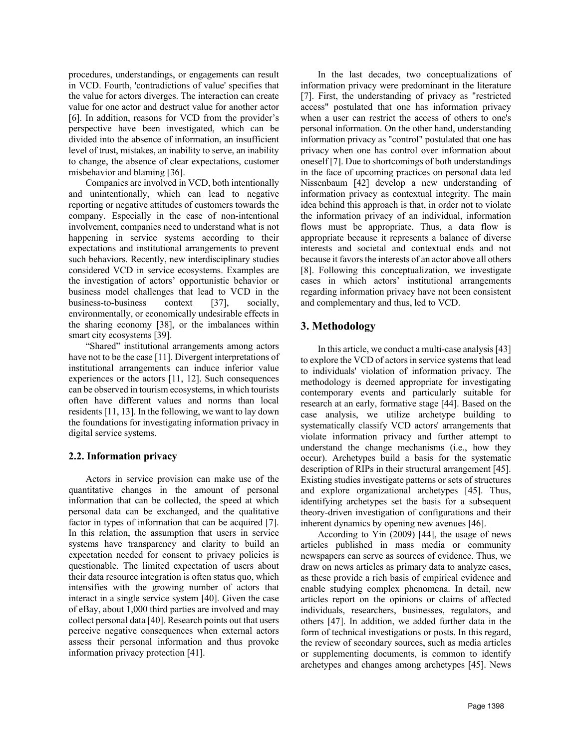procedures, understandings, or engagements can result in VCD. Fourth, 'contradictions of value' specifies that the value for actors diverges. The interaction can create value for one actor and destruct value for another actor [6]. In addition, reasons for VCD from the provider's perspective have been investigated, which can be divided into the absence of information, an insufficient level of trust, mistakes, an inability to serve, an inability to change, the absence of clear expectations, customer misbehavior and blaming [36].

Companies are involved in VCD, both intentionally and unintentionally, which can lead to negative reporting or negative attitudes of customers towards the company. Especially in the case of non-intentional involvement, companies need to understand what is not happening in service systems according to their expectations and institutional arrangements to prevent such behaviors. Recently, new interdisciplinary studies considered VCD in service ecosystems. Examples are the investigation of actors' opportunistic behavior or business model challenges that lead to VCD in the business-to-business context [37], socially, environmentally, or economically undesirable effects in the sharing economy [38], or the imbalances within smart city ecosystems [39].

"Shared" institutional arrangements among actors have not to be the case [11]. Divergent interpretations of institutional arrangements can induce inferior value experiences or the actors [11, 12]. Such consequences can be observed in tourism ecosystems, in which tourists often have different values and norms than local residents [11, 13]. In the following, we want to lay down the foundations for investigating information privacy in digital service systems.

### 2.2. Information privacy

Actors in service provision can make use of the quantitative changes in the amount of personal information that can be collected, the speed at which personal data can be exchanged, and the qualitative factor in types of information that can be acquired [7]. In this relation, the assumption that users in service systems have transparency and clarity to build an expectation needed for consent to privacy policies is questionable. The limited expectation of users about their data resource integration is often status quo, which intensifies with the growing number of actors that interact in a single service system [40]. Given the case of eBay, about 1,000 third parties are involved and may collect personal data [40]. Research points out that users perceive negative consequences when external actors assess their personal information and thus provoke information privacy protection [41].

In the last decades, two conceptualizations of information privacy were predominant in the literature [7]. First, the understanding of privacy as "restricted access" postulated that one has information privacy when a user can restrict the access of others to one's personal information. On the other hand, understanding information privacy as "control" postulated that one has privacy when one has control over information about oneself [7]. Due to shortcomings of both understandings in the face of upcoming practices on personal data led Nissenbaum [42] develop a new understanding of information privacy as contextual integrity. The main idea behind this approach is that, in order not to violate the information privacy of an individual, information flows must be appropriate. Thus, a data flow is appropriate because it represents a balance of diverse interests and societal and contextual ends and not because it favors the interests of an actor above all others [8]. Following this conceptualization, we investigate cases in which actors' institutional arrangements regarding information privacy have not been consistent and complementary and thus, led to VCD.

## 3. Methodology

In this article, we conduct a multi-case analysis [43] to explore the VCD of actors in service systems that lead to individuals' violation of information privacy. The methodology is deemed appropriate for investigating contemporary events and particularly suitable for research at an early, formative stage [44]. Based on the case analysis, we utilize archetype building to systematically classify VCD actors' arrangements that violate information privacy and further attempt to understand the change mechanisms (i.e., how they occur). Archetypes build a basis for the systematic description of RIPs in their structural arrangement [45]. Existing studies investigate patterns or sets of structures and explore organizational archetypes [45]. Thus, identifying archetypes set the basis for a subsequent theory-driven investigation of configurations and their inherent dynamics by opening new avenues [46].

According to Yin (2009) [44], the usage of news articles published in mass media or community newspapers can serve as sources of evidence. Thus, we draw on news articles as primary data to analyze cases, as these provide a rich basis of empirical evidence and enable studying complex phenomena. In detail, new articles report on the opinions or claims of affected individuals, researchers, businesses, regulators, and others [47]. In addition, we added further data in the form of technical investigations or posts. In this regard, the review of secondary sources, such as media articles or supplementing documents, is common to identify archetypes and changes among archetypes [45]. News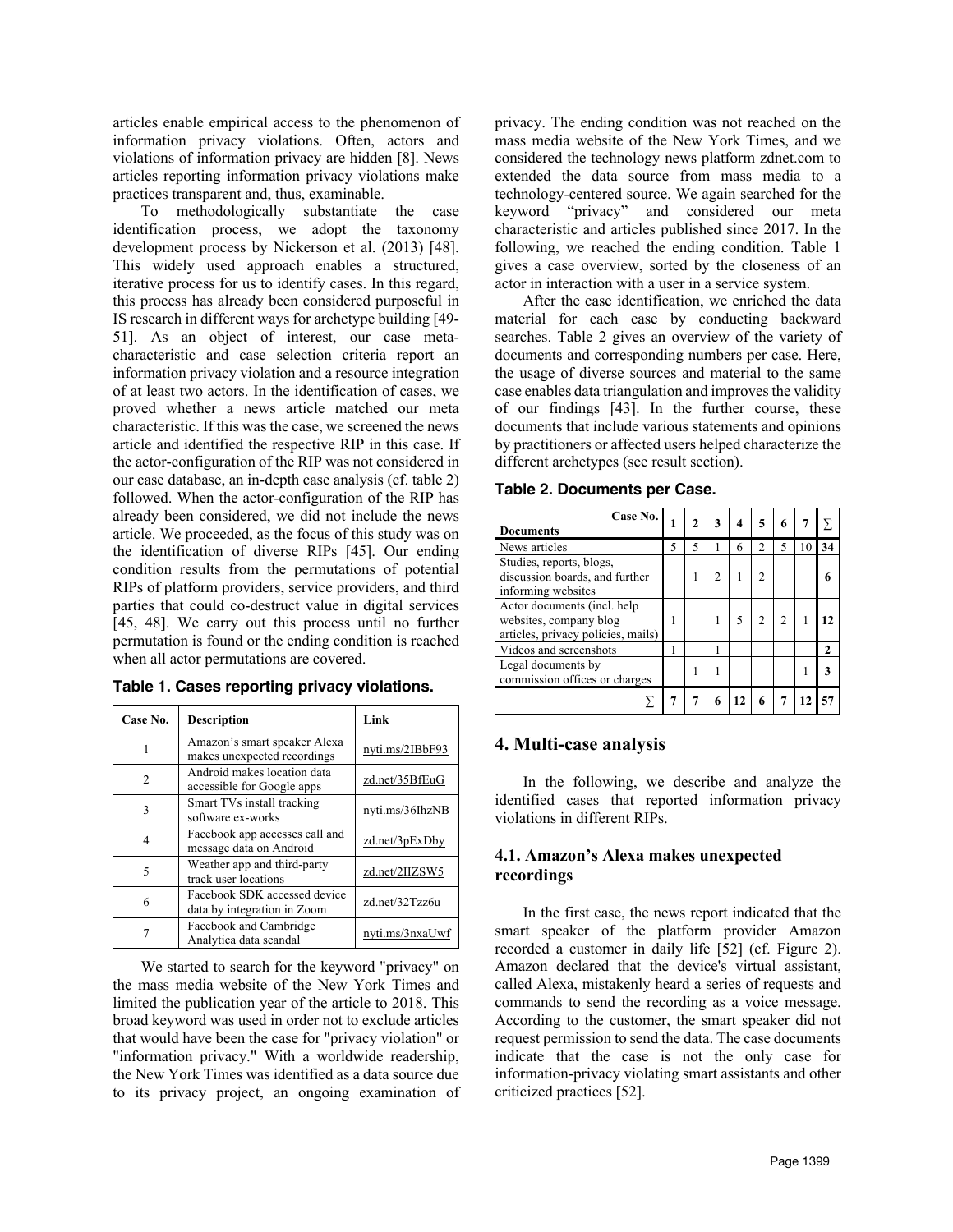articles enable empirical access to the phenomenon of information privacy violations. Often, actors and violations of information privacy are hidden [8]. News articles reporting information privacy violations make practices transparent and, thus, examinable.

To methodologically substantiate the case identification process, we adopt the taxonomy development process by Nickerson et al. (2013) [48]. This widely used approach enables a structured, iterative process for us to identify cases. In this regard, this process has already been considered purposeful in IS research in different ways for archetype building [49-51]. As an object of interest, our case meta-characteristic and case selection criteria report an information privacy violation and a resource integration of at least two actors. In the identification of cases, we proved whether a news article matched our meta characteristic. If this was the case, we screened the news article and identified the respective RIP in this case. If the actor-configuration of the RIP was not considered in our case database, an in-depth case analysis (cf. table 2) followed. When the actor-configuration of the RIP has already been considered, we did not include the news article. We proceeded, as the focus of this study was on the identification of diverse RIPs [45]. Our ending condition results from the permutations of potential RIPs of platform providers, service providers, and third parties that could co-destruct value in digital services [45, 48]. We carry out this process until no further permutation is found or the ending condition is reached when all actor permutations are covered.

**Table 1. Cases reporting privacy violations.**

| Case No. | Description | Link |
|---|---|---|
| 1 | Amazon's smart speaker Alexa makes unexpected recordings | nyti.ms/2IBbF93 |
| 2 | Android makes location data accessible for Google apps | zd.net/35BfEuG |
| 3 | Smart TVs install tracking software ex-works | nyti.ms/36IhzNB |
| 4 | Facebook app accesses call and message data on Android | zd.net/3pExDby |
| 5 | Weather app and third-party track user locations | zd.net/2IIZSW5 |
| 6 | Facebook SDK accessed device data by integration in Zoom | zd.net/32Tzz6u |
| 7 | Facebook and Cambridge Analytica data scandal | nyti.ms/3nxaUwf |

We started to search for the keyword "privacy" on the mass media website of the New York Times and limited the publication year of the article to 2018. This broad keyword was used in order not to exclude articles that would have been the case for "privacy violation" or "information privacy." With a worldwide readership, the New York Times was identified as a data source due to its privacy project, an ongoing examination of privacy. The ending condition was not reached on the mass media website of the New York Times, and we considered the technology news platform zdnet.com to extended the data source from mass media to a technology-centered source. We again searched for the keyword "privacy" and considered our meta characteristic and articles published since 2017. In the following, we reached the ending condition. Table 1 gives a case overview, sorted by the closeness of an actor in interaction with a user in a service system.

After the case identification, we enriched the data material for each case by conducting backward searches. Table 2 gives an overview of the variety of documents and corresponding numbers per case. Here, the usage of diverse sources and material to the same case enables data triangulation and improves the validity of our findings [43]. In the further course, these documents that include various statements and opinions by practitioners or affected users helped characterize the different archetypes (see result section).

**Table 2. Documents per Case.**

| Documents \ Case No. | 1 | 2 | 3 | 4 | 5 | 6 | 7 | ∑ |
|---|---|---|---|---|---|---|---|---|
| News articles | 5 | 5 | 1 | 6 | 2 | 5 | 10 | **34** |
| Studies, reports, blogs, discussion boards, and further informing websites | | 1 | 2 | 1 | 2 | | | **6** |
| Actor documents (incl. help websites, company blog articles, privacy policies, mails) | 1 | | 1 | 5 | 2 | 2 | 1 | **12** |
| Videos and screenshots | 1 | | 1 | | | | | **2** |
| Legal documents by commission offices or charges | | 1 | 1 | | | | 1 | **3** |
| ∑ | **7** | **7** | **6** | **12** | **6** | **7** | **12** | **57** |

## 4. Multi-case analysis

In the following, we describe and analyze the identified cases that reported information privacy violations in different RIPs.

### 4.1. Amazon's Alexa makes unexpected recordings

In the first case, the news report indicated that the smart speaker of the platform provider Amazon recorded a customer in daily life [52] (cf. Figure 2). Amazon declared that the device's virtual assistant, called Alexa, mistakenly heard a series of requests and commands to send the recording as a voice message. According to the customer, the smart speaker did not request permission to send the data. The case documents indicate that the case is not the only case for information-privacy violating smart assistants and other criticized practices [52].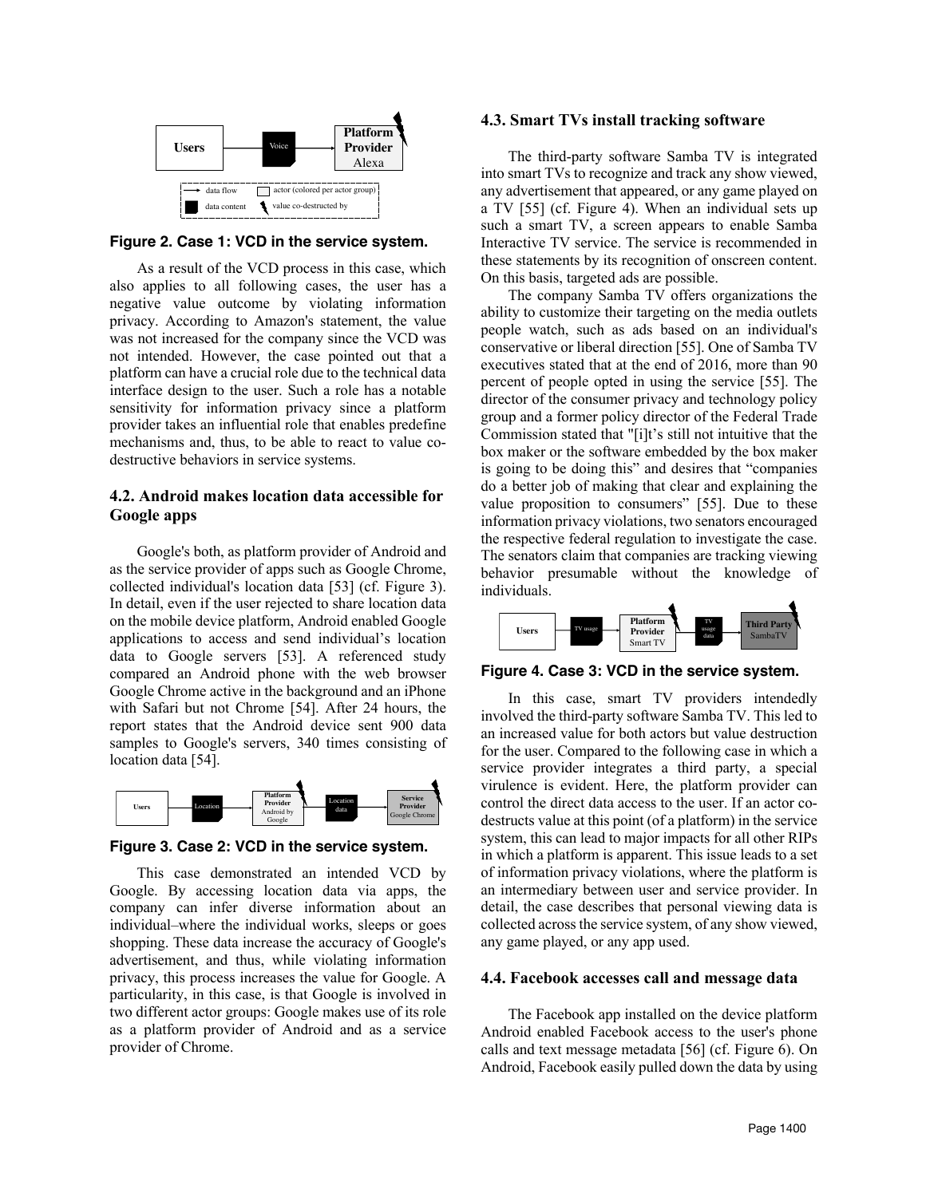Figure 2. Case 1: VCD in the service system.

As a result of the VCD process in this case, which also applies to all following cases, the user has a negative value outcome by violating information privacy. According to Amazon's statement, the value was not increased for the company since the VCD was not intended. However, the case pointed out that a platform can have a crucial role due to the technical data interface design to the user. Such a role has a notable sensitivity for information privacy since a platform provider takes an influential role that enables predefine mechanisms and, thus, to be able to react to value co-destructive behaviors in service systems.

### 4.2. Android makes location data accessible for Google apps

Google's both, as platform provider of Android and as the service provider of apps such as Google Chrome, collected individual's location data [53] (cf. Figure 3). In detail, even if the user rejected to share location data on the mobile device platform, Android enabled Google applications to access and send individual's location data to Google servers [53]. A referenced study compared an Android phone with the web browser Google Chrome active in the background and an iPhone with Safari but not Chrome [54]. After 24 hours, the report states that the Android device sent 900 data samples to Google's servers, 340 times consisting of location data [54].

Figure 3. Case 2: VCD in the service system.

This case demonstrated an intended VCD by Google. By accessing location data via apps, the company can infer diverse information about an individual–where the individual works, sleeps or goes shopping. These data increase the accuracy of Google's advertisement, and thus, while violating information privacy, this process increases the value for Google. A particularity, in this case, is that Google is involved in two different actor groups: Google makes use of its role as a platform provider of Android and as a service provider of Chrome.

### 4.3. Smart TVs install tracking software

The third-party software Samba TV is integrated into smart TVs to recognize and track any show viewed, any advertisement that appeared, or any game played on a TV [55] (cf. Figure 4). When an individual sets up such a smart TV, a screen appears to enable Samba Interactive TV service. The service is recommended in these statements by its recognition of onscreen content. On this basis, targeted ads are possible.

The company Samba TV offers organizations the ability to customize their targeting on the media outlets people watch, such as ads based on an individual's conservative or liberal direction [55]. One of Samba TV executives stated that at the end of 2016, more than 90 percent of people opted in using the service [55]. The director of the consumer privacy and technology policy group and a former policy director of the Federal Trade Commission stated that "[i]t's still not intuitive that the box maker or the software embedded by the box maker is going to be doing this" and desires that "companies do a better job of making that clear and explaining the value proposition to consumers" [55]. Due to these information privacy violations, two senators encouraged the respective federal regulation to investigate the case. The senators claim that companies are tracking viewing behavior presumable without the knowledge of individuals.

Figure 4. Case 3: VCD in the service system.

In this case, smart TV providers intendedly involved the third-party software Samba TV. This led to an increased value for both actors but value destruction for the user. Compared to the following case in which a service provider integrates a third party, a special virulence is evident. Here, the platform provider can control the direct data access to the user. If an actor co-destructs value at this point (of a platform) in the service system, this can lead to major impacts for all other RIPs in which a platform is apparent. This issue leads to a set of information privacy violations, where the platform is an intermediary between user and service provider. In detail, the case describes that personal viewing data is collected across the service system, of any show viewed, any game played, or any app used.

### 4.4. Facebook accesses call and message data

The Facebook app installed on the device platform Android enabled Facebook access to the user's phone calls and text message metadata [56] (cf. Figure 6). On Android, Facebook easily pulled down the data by using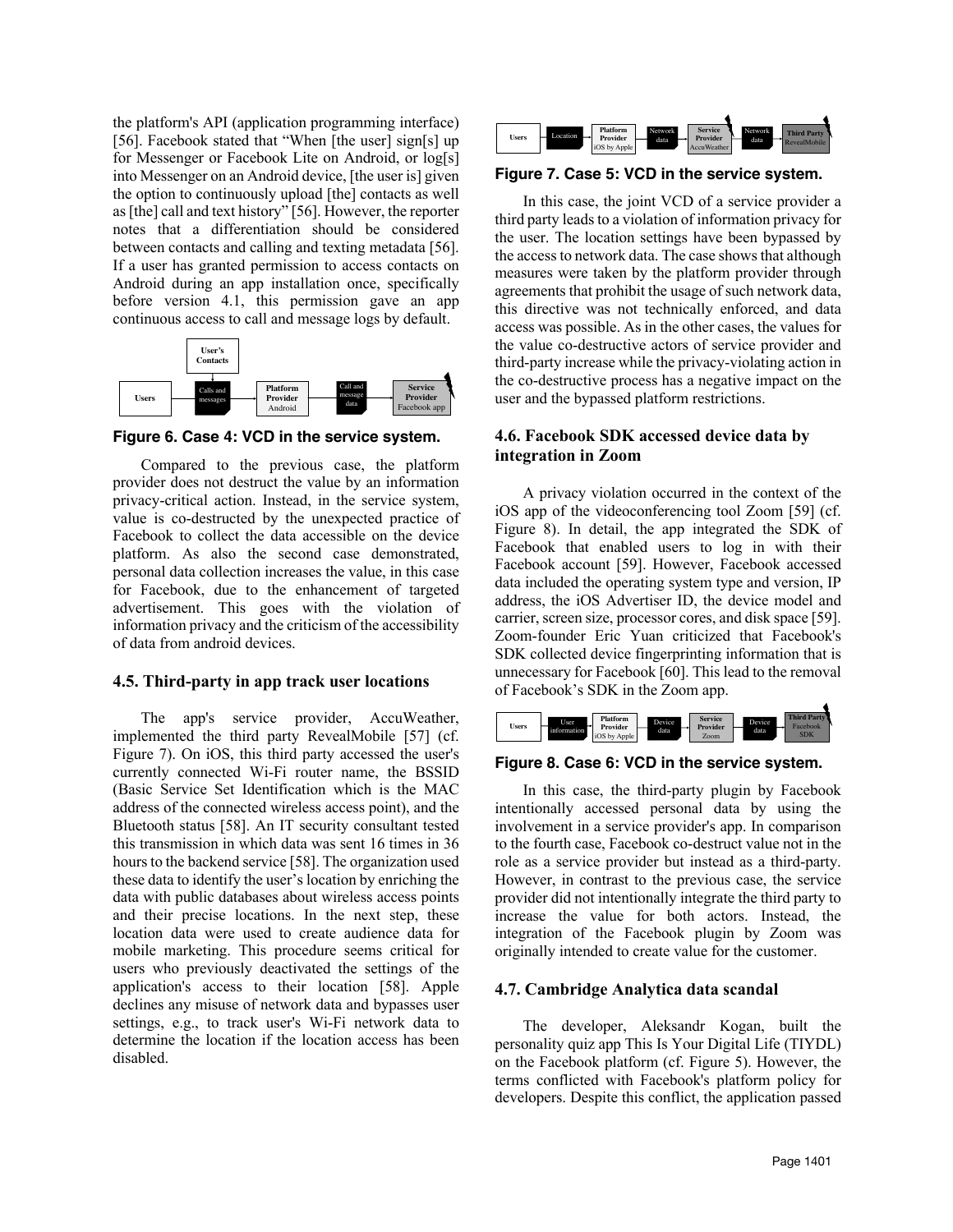the platform's API (application programming interface) [56]. Facebook stated that "When [the user] sign[s] up for Messenger or Facebook Lite on Android, or log[s] into Messenger on an Android device, [the user is] given the option to continuously upload [the] contacts as well as [the] call and text history" [56]. However, the reporter notes that a differentiation should be considered between contacts and calling and texting metadata [56]. If a user has granted permission to access contacts on Android during an app installation once, specifically before version 4.1, this permission gave an app continuous access to call and message logs by default.

**Figure 6. Case 4: VCD in the service system.**

Compared to the previous case, the platform provider does not destruct the value by an information privacy-critical action. Instead, in the service system, value is co-destructed by the unexpected practice of Facebook to collect the data accessible on the device platform. As also the second case demonstrated, personal data collection increases the value, in this case for Facebook, due to the enhancement of targeted advertisement. This goes with the violation of information privacy and the criticism of the accessibility of data from android devices.

### 4.5. Third-party in app track user locations

The app's service provider, AccuWeather, implemented the third party RevealMobile [57] (cf. Figure 7). On iOS, this third party accessed the user's currently connected Wi-Fi router name, the BSSID (Basic Service Set Identification which is the MAC address of the connected wireless access point), and the Bluetooth status [58]. An IT security consultant tested this transmission in which data was sent 16 times in 36 hours to the backend service [58]. The organization used these data to identify the user's location by enriching the data with public databases about wireless access points and their precise locations. In the next step, these location data were used to create audience data for mobile marketing. This procedure seems critical for users who previously deactivated the settings of the application's access to their location [58]. Apple declines any misuse of network data and bypasses user settings, e.g., to track user's Wi-Fi network data to determine the location if the location access has been disabled.

**Figure 7. Case 5: VCD in the service system.**

In this case, the joint VCD of a service provider a third party leads to a violation of information privacy for the user. The location settings have been bypassed by the access to network data. The case shows that although measures were taken by the platform provider through agreements that prohibit the usage of such network data, this directive was not technically enforced, and data access was possible. As in the other cases, the values for the value co-destructive actors of service provider and third-party increase while the privacy-violating action in the co-destructive process has a negative impact on the user and the bypassed platform restrictions.

### 4.6. Facebook SDK accessed device data by integration in Zoom

A privacy violation occurred in the context of the iOS app of the videoconferencing tool Zoom [59] (cf. Figure 8). In detail, the app integrated the SDK of Facebook that enabled users to log in with their Facebook account [59]. However, Facebook accessed data included the operating system type and version, IP address, the iOS Advertiser ID, the device model and carrier, screen size, processor cores, and disk space [59]. Zoom-founder Eric Yuan criticized that Facebook's SDK collected device fingerprinting information that is unnecessary for Facebook [60]. This lead to the removal of Facebook's SDK in the Zoom app.

**Figure 8. Case 6: VCD in the service system.**

In this case, the third-party plugin by Facebook intentionally accessed personal data by using the involvement in a service provider's app. In comparison to the fourth case, Facebook co-destruct value not in the role as a service provider but instead as a third-party. However, in contrast to the previous case, the service provider did not intentionally integrate the third party to increase the value for both actors. Instead, the integration of the Facebook plugin by Zoom was originally intended to create value for the customer.

### 4.7. Cambridge Analytica data scandal

The developer, Aleksandr Kogan, built the personality quiz app This Is Your Digital Life (TIYDL) on the Facebook platform (cf. Figure 5). However, the terms conflicted with Facebook's platform policy for developers. Despite this conflict, the application passed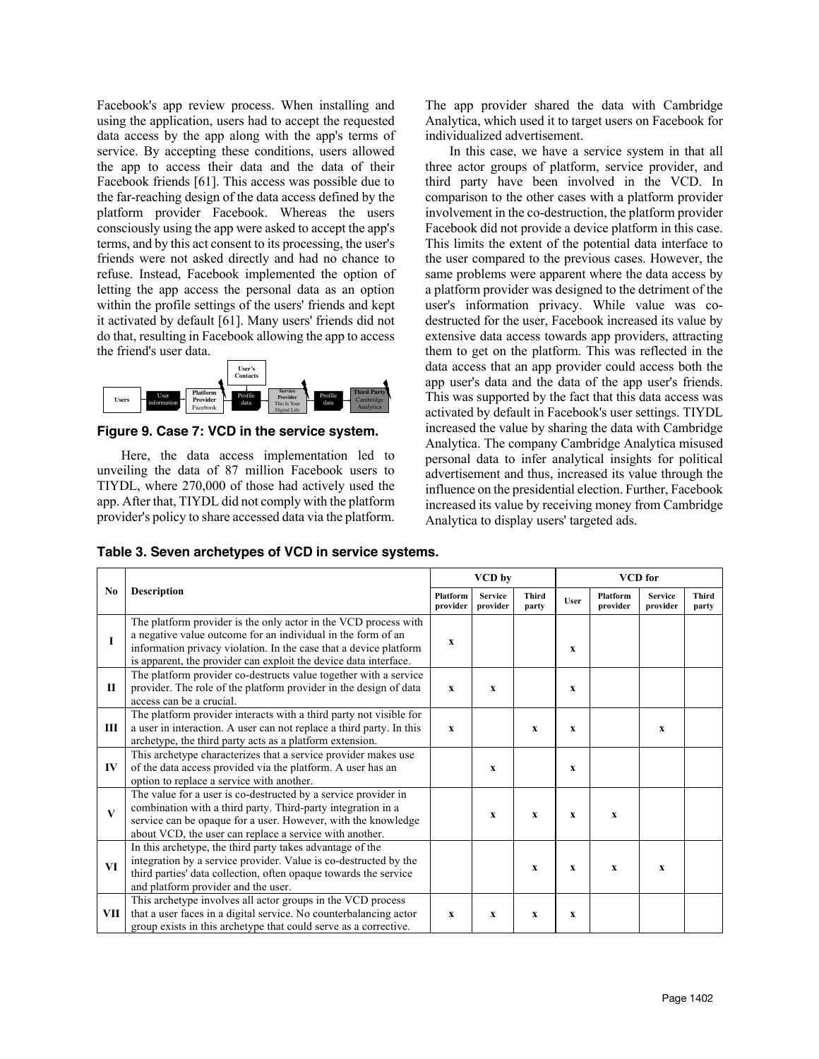Facebook's app review process. When installing and using the application, users had to accept the requested data access by the app along with the app's terms of service. By accepting these conditions, users allowed the app to access their data and the data of their Facebook friends [61]. This access was possible due to the far-reaching design of the data access defined by the platform provider Facebook. Whereas the users consciously using the app were asked to accept the app's terms, and by this act consent to its processing, the user's friends were not asked directly and had no chance to refuse. Instead, Facebook implemented the option of letting the app access the personal data as an option within the profile settings of the users' friends and kept it activated by default [61]. Many users' friends did not do that, resulting in Facebook allowing the app to access the friend's user data.

**Figure 9. Case 7: VCD in the service system.**

Here, the data access implementation led to unveiling the data of 87 million Facebook users to TIYDL, where 270,000 of those had actively used the app. After that, TIYDL did not comply with the platform provider's policy to share accessed data via the platform. The app provider shared the data with Cambridge Analytica, which used it to target users on Facebook for individualized advertisement.

In this case, we have a service system in that all three actor groups of platform, service provider, and third party have been involved in the VCD. In comparison to the other cases with a platform provider involvement in the co-destruction, the platform provider Facebook did not provide a device platform in this case. This limits the extent of the potential data interface to the user compared to the previous cases. However, the same problems were apparent where the data access by a platform provider was designed to the detriment of the user's information privacy. While value was co-destructed for the user, Facebook increased its value by extensive data access towards app providers, attracting them to get on the platform. This was reflected in the data access that an app provider could access both the app user's data and the data of the app user's friends. This was supported by the fact that this data access was activated by default in Facebook's user settings. TIYDL increased the value by sharing the data with Cambridge Analytica. The company Cambridge Analytica misused personal data to infer analytical insights for political advertisement and thus, increased its value through the influence on the presidential election. Further, Facebook increased its value by receiving money from Cambridge Analytica to display users' targeted ads.

**Table 3. Seven archetypes of VCD in service systems.**

| No | Description | VCD by | | | VCD for | | | |
|---|---|---|---|---|---|---|---|---|
| | | Platform provider | Service provider | Third party | User | Platform provider | Service provider | Third party |
| I | The platform provider is the only actor in the VCD process with a negative value outcome for an individual in the form of an information privacy violation. In the case that a device platform is apparent, the provider can exploit the device data interface. | x | | | x | | | |
| II | The platform provider co-destructs value together with a service provider. The role of the platform provider in the design of data access can be a crucial. | x | x | | x | | | |
| III | The platform provider interacts with a third party not visible for a user in interaction. A user can not replace a third party. In this archetype, the third party acts as a platform extension. | x | | x | x | | x | |
| IV | This archetype characterizes that a service provider makes use of the data access provided via the platform. A user has an option to replace a service with another. | | x | | x | | | |
| V | The value for a user is co-destructed by a service provider in combination with a third party. Third-party integration in a service can be opaque for a user. However, with the knowledge about VCD, the user can replace a service with another. | | x | x | x | x | | |
| VI | In this archetype, the third party takes advantage of the integration by a service provider. Value is co-destructed by the third parties' data collection, often opaque towards the service and platform provider and the user. | | | x | x | x | x | |
| VII | This archetype involves all actor groups in the VCD process that a user faces in a digital service. No counterbalancing actor group exists in this archetype that could serve as a corrective. | x | x | x | x | | | |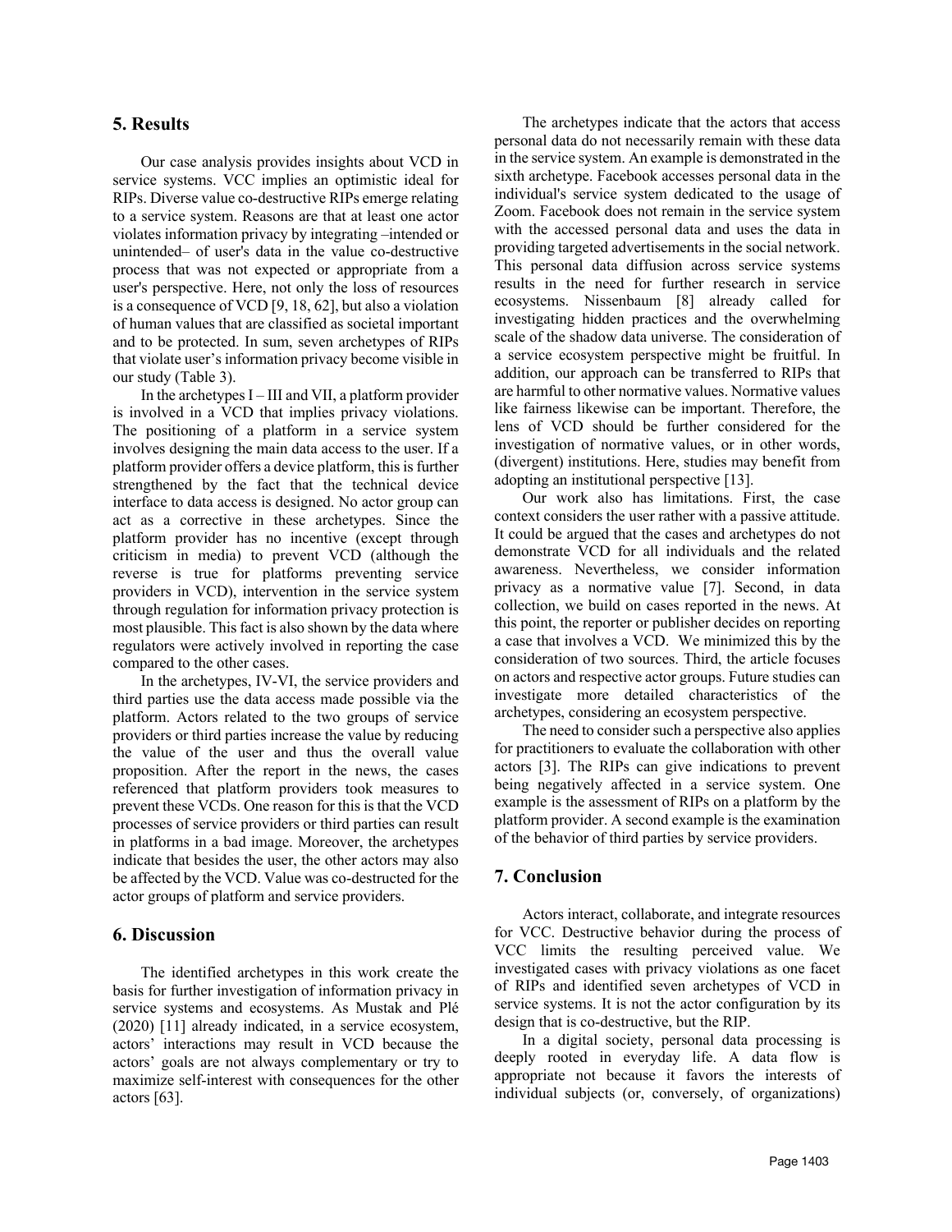## 5. Results

Our case analysis provides insights about VCD in service systems. VCC implies an optimistic ideal for RIPs. Diverse value co-destructive RIPs emerge relating to a service system. Reasons are that at least one actor violates information privacy by integrating –intended or unintended– of user's data in the value co-destructive process that was not expected or appropriate from a user's perspective. Here, not only the loss of resources is a consequence of VCD [9, 18, 62], but also a violation of human values that are classified as societal important and to be protected. In sum, seven archetypes of RIPs that violate user's information privacy become visible in our study (Table 3).

In the archetypes I – III and VII, a platform provider is involved in a VCD that implies privacy violations. The positioning of a platform in a service system involves designing the main data access to the user. If a platform provider offers a device platform, this is further strengthened by the fact that the technical device interface to data access is designed. No actor group can act as a corrective in these archetypes. Since the platform provider has no incentive (except through criticism in media) to prevent VCD (although the reverse is true for platforms preventing service providers in VCD), intervention in the service system through regulation for information privacy protection is most plausible. This fact is also shown by the data where regulators were actively involved in reporting the case compared to the other cases.

In the archetypes, IV-VI, the service providers and third parties use the data access made possible via the platform. Actors related to the two groups of service providers or third parties increase the value by reducing the value of the user and thus the overall value proposition. After the report in the news, the cases referenced that platform providers took measures to prevent these VCDs. One reason for this is that the VCD processes of service providers or third parties can result in platforms in a bad image. Moreover, the archetypes indicate that besides the user, the other actors may also be affected by the VCD. Value was co-destructed for the actor groups of platform and service providers.

## 6. Discussion

The identified archetypes in this work create the basis for further investigation of information privacy in service systems and ecosystems. As Mustak and Plé (2020) [11] already indicated, in a service ecosystem, actors' interactions may result in VCD because the actors' goals are not always complementary or try to maximize self-interest with consequences for the other actors [63].

The archetypes indicate that the actors that access personal data do not necessarily remain with these data in the service system. An example is demonstrated in the sixth archetype. Facebook accesses personal data in the individual's service system dedicated to the usage of Zoom. Facebook does not remain in the service system with the accessed personal data and uses the data in providing targeted advertisements in the social network. This personal data diffusion across service systems results in the need for further research in service ecosystems. Nissenbaum [8] already called for investigating hidden practices and the overwhelming scale of the shadow data universe. The consideration of a service ecosystem perspective might be fruitful. In addition, our approach can be transferred to RIPs that are harmful to other normative values. Normative values like fairness likewise can be important. Therefore, the lens of VCD should be further considered for the investigation of normative values, or in other words, (divergent) institutions. Here, studies may benefit from adopting an institutional perspective [13].

Our work also has limitations. First, the case context considers the user rather with a passive attitude. It could be argued that the cases and archetypes do not demonstrate VCD for all individuals and the related awareness. Nevertheless, we consider information privacy as a normative value [7]. Second, in data collection, we build on cases reported in the news. At this point, the reporter or publisher decides on reporting a case that involves a VCD. We minimized this by the consideration of two sources. Third, the article focuses on actors and respective actor groups. Future studies can investigate more detailed characteristics of the archetypes, considering an ecosystem perspective.

The need to consider such a perspective also applies for practitioners to evaluate the collaboration with other actors [3]. The RIPs can give indications to prevent being negatively affected in a service system. One example is the assessment of RIPs on a platform by the platform provider. A second example is the examination of the behavior of third parties by service providers.

## 7. Conclusion

Actors interact, collaborate, and integrate resources for VCC. Destructive behavior during the process of VCC limits the resulting perceived value. We investigated cases with privacy violations as one facet of RIPs and identified seven archetypes of VCD in service systems. It is not the actor configuration by its design that is co-destructive, but the RIP.

In a digital society, personal data processing is deeply rooted in everyday life. A data flow is appropriate not because it favors the interests of individual subjects (or, conversely, of organizations)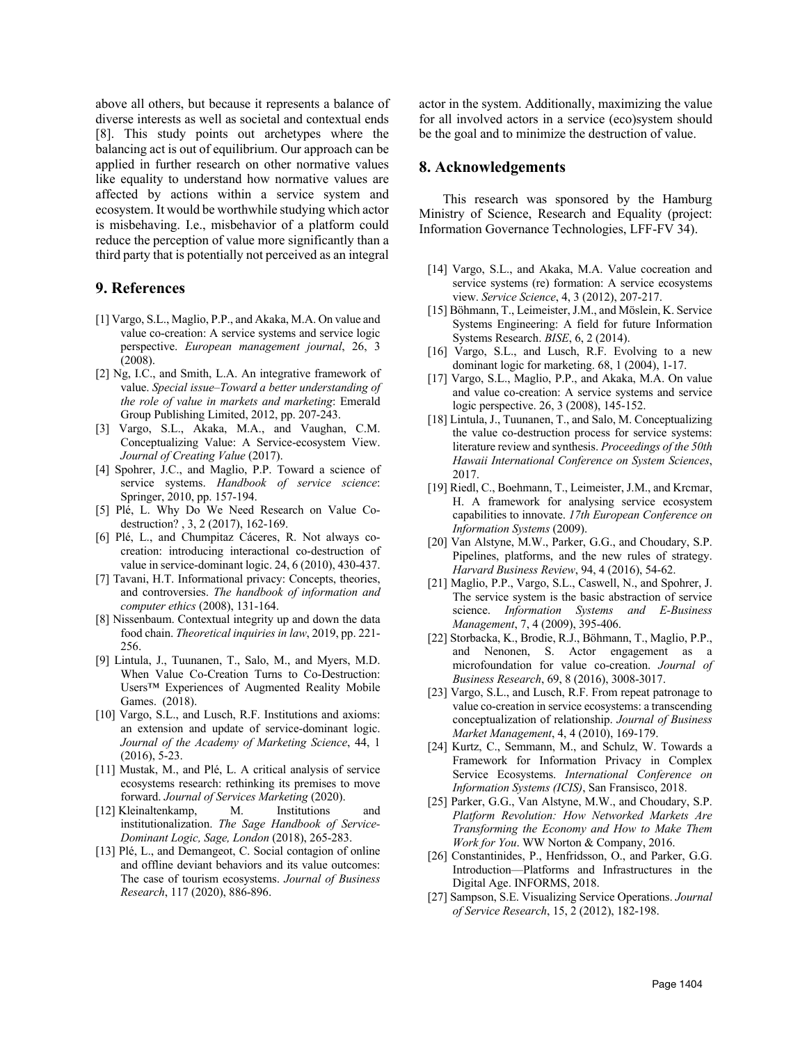above all others, but because it represents a balance of diverse interests as well as societal and contextual ends [8]. This study points out archetypes where the balancing act is out of equilibrium. Our approach can be applied in further research on other normative values like equality to understand how normative values are affected by actions within a service system and ecosystem. It would be worthwhile studying which actor is misbehaving. I.e., misbehavior of a platform could reduce the perception of value more significantly than a third party that is potentially not perceived as an integral actor in the system. Additionally, maximizing the value for all involved actors in a service (eco)system should be the goal and to minimize the destruction of value.

## 8. Acknowledgements

This research was sponsored by the Hamburg Ministry of Science, Research and Equality (project: Information Governance Technologies, LFF-FV 34).

## 9. References

[1] Vargo, S.L., Maglio, P.P., and Akaka, M.A. On value and value co-creation: A service systems and service logic perspective. *European management journal*, 26, 3 (2008).

[2] Ng, I.C., and Smith, L.A. An integrative framework of value. *Special issue–Toward a better understanding of the role of value in markets and marketing*: Emerald Group Publishing Limited, 2012, pp. 207-243.

[3] Vargo, S.L., Akaka, M.A., and Vaughan, C.M. Conceptualizing Value: A Service-ecosystem View. *Journal of Creating Value* (2017).

[4] Spohrer, J.C., and Maglio, P.P. Toward a science of service systems. *Handbook of service science*: Springer, 2010, pp. 157-194.

[5] Plé, L. Why Do We Need Research on Value Co-destruction? , 3, 2 (2017), 162-169.

[6] Plé, L., and Chumpitaz Cáceres, R. Not always co-creation: introducing interactional co-destruction of value in service-dominant logic. 24, 6 (2010), 430-437.

[7] Tavani, H.T. Informational privacy: Concepts, theories, and controversies. *The handbook of information and computer ethics* (2008), 131-164.

[8] Nissenbaum. Contextual integrity up and down the data food chain. *Theoretical inquiries in law*, 2019, pp. 221-256.

[9] Lintula, J., Tuunanen, T., Salo, M., and Myers, M.D. When Value Co-Creation Turns to Co-Destruction: Users™ Experiences of Augmented Reality Mobile Games. (2018).

[10] Vargo, S.L., and Lusch, R.F. Institutions and axioms: an extension and update of service-dominant logic. *Journal of the Academy of Marketing Science*, 44, 1 (2016), 5-23.

[11] Mustak, M., and Plé, L. A critical analysis of service ecosystems research: rethinking its premises to move forward. *Journal of Services Marketing* (2020).

[12] Kleinaltenkamp, M. Institutions and institutionalization. *The Sage Handbook of Service-Dominant Logic, Sage, London* (2018), 265-283.

[13] Plé, L., and Demangeot, C. Social contagion of online and offline deviant behaviors and its value outcomes: The case of tourism ecosystems. *Journal of Business Research*, 117 (2020), 886-896.

[14] Vargo, S.L., and Akaka, M.A. Value cocreation and service systems (re) formation: A service ecosystems view. *Service Science*, 4, 3 (2012), 207-217.

[15] Böhmann, T., Leimeister, J.M., and Möslein, K. Service Systems Engineering: A field for future Information Systems Research. *BISE*, 6, 2 (2014).

[16] Vargo, S.L., and Lusch, R.F. Evolving to a new dominant logic for marketing. 68, 1 (2004), 1-17.

[17] Vargo, S.L., Maglio, P.P., and Akaka, M.A. On value and value co-creation: A service systems and service logic perspective. 26, 3 (2008), 145-152.

[18] Lintula, J., Tuunanen, T., and Salo, M. Conceptualizing the value co-destruction process for service systems: literature review and synthesis. *Proceedings of the 50th Hawaii International Conference on System Sciences*, 2017.

[19] Riedl, C., Boehmann, T., Leimeister, J.M., and Krcmar, H. A framework for analysing service ecosystem capabilities to innovate. *17th European Conference on Information Systems* (2009).

[20] Van Alstyne, M.W., Parker, G.G., and Choudary, S.P. Pipelines, platforms, and the new rules of strategy. *Harvard Business Review*, 94, 4 (2016), 54-62.

[21] Maglio, P.P., Vargo, S.L., Caswell, N., and Spohrer, J. The service system is the basic abstraction of service science. *Information Systems and E-Business Management*, 7, 4 (2009), 395-406.

[22] Storbacka, K., Brodie, R.J., Böhmann, T., Maglio, P.P., and Nenonen, S. Actor engagement as a microfoundation for value co-creation. *Journal of Business Research*, 69, 8 (2016), 3008-3017.

[23] Vargo, S.L., and Lusch, R.F. From repeat patronage to value co-creation in service ecosystems: a transcending conceptualization of relationship. *Journal of Business Market Management*, 4, 4 (2010), 169-179.

[24] Kurtz, C., Semmann, M., and Schulz, W. Towards a Framework for Information Privacy in Complex Service Ecosystems. *International Conference on Information Systems (ICIS)*, San Fransisco, 2018.

[25] Parker, G.G., Van Alstyne, M.W., and Choudary, S.P. *Platform Revolution: How Networked Markets Are Transforming the Economy and How to Make Them Work for You*. WW Norton & Company, 2016.

[26] Constantinides, P., Henfridsson, O., and Parker, G.G. Introduction—Platforms and Infrastructures in the Digital Age. INFORMS, 2018.

[27] Sampson, S.E. Visualizing Service Operations. *Journal of Service Research*, 15, 2 (2012), 182-198.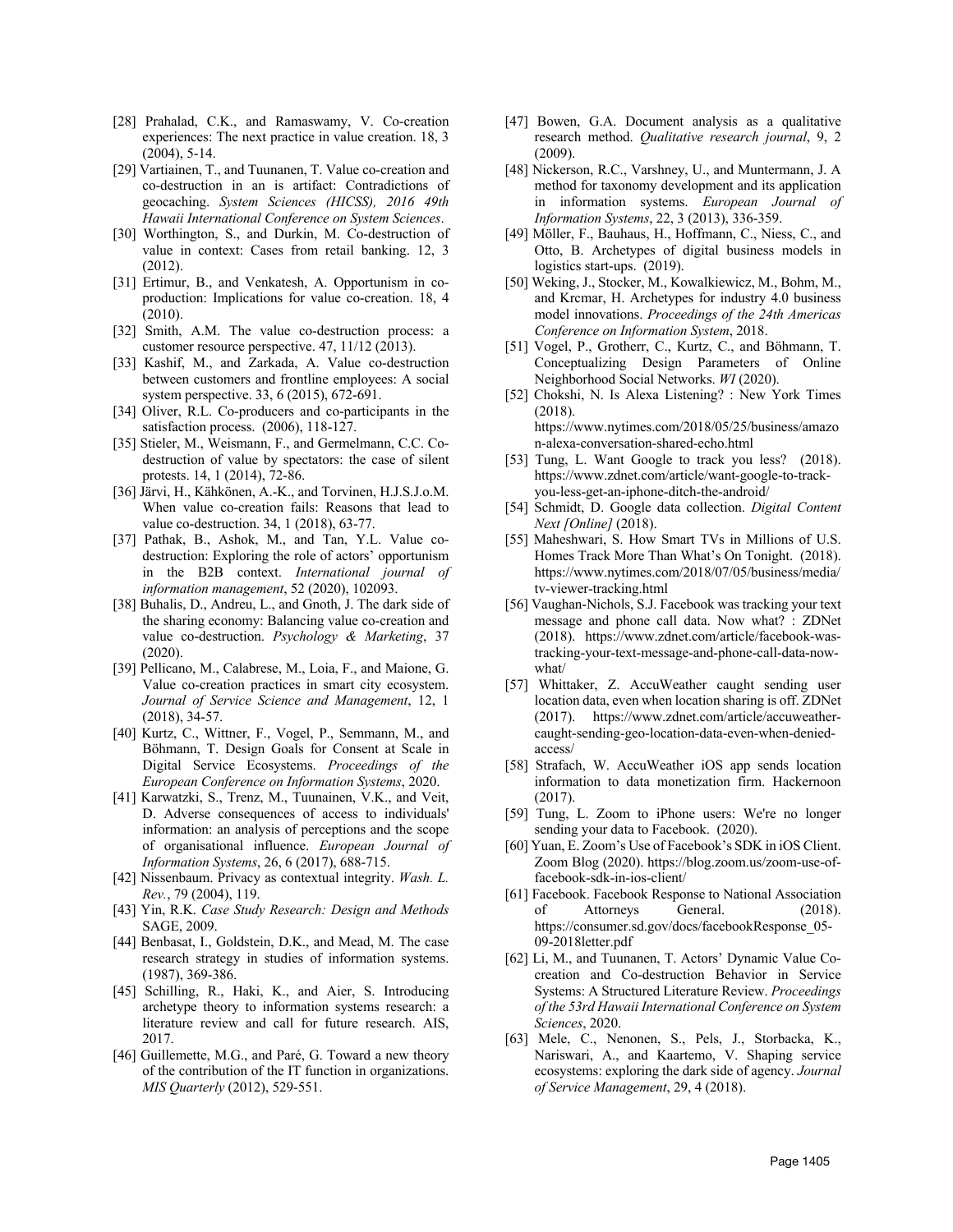[28] Prahalad, C.K., and Ramaswamy, V. Co-creation experiences: The next practice in value creation. 18, 3 (2004), 5-14.

[29] Vartiainen, T., and Tuunanen, T. Value co-creation and co-destruction in an is artifact: Contradictions of geocaching. *System Sciences (HICSS), 2016 49th Hawaii International Conference on System Sciences*.

[30] Worthington, S., and Durkin, M. Co-destruction of value in context: Cases from retail banking. 12, 3 (2012).

[31] Ertimur, B., and Venkatesh, A. Opportunism in co-production: Implications for value co-creation. 18, 4 (2010).

[32] Smith, A.M. The value co-destruction process: a customer resource perspective. 47, 11/12 (2013).

[33] Kashif, M., and Zarkada, A. Value co-destruction between customers and frontline employees: A social system perspective. 33, 6 (2015), 672-691.

[34] Oliver, R.L. Co-producers and co-participants in the satisfaction process. (2006), 118-127.

[35] Stieler, M., Weismann, F., and Germelmann, C.C. Co-destruction of value by spectators: the case of silent protests. 14, 1 (2014), 72-86.

[36] Järvi, H., Kähkönen, A.-K., and Torvinen, H.J.S.J.o.M. When value co-creation fails: Reasons that lead to value co-destruction. 34, 1 (2018), 63-77.

[37] Pathak, B., Ashok, M., and Tan, Y.L. Value co-destruction: Exploring the role of actors' opportunism in the B2B context. *International journal of information management*, 52 (2020), 102093.

[38] Buhalis, D., Andreu, L., and Gnoth, J. The dark side of the sharing economy: Balancing value co-creation and value co-destruction. *Psychology & Marketing*, 37 (2020).

[39] Pellicano, M., Calabrese, M., Loia, F., and Maione, G. Value co-creation practices in smart city ecosystem. *Journal of Service Science and Management*, 12, 1 (2018), 34-57.

[40] Kurtz, C., Wittner, F., Vogel, P., Semmann, M., and Böhmann, T. Design Goals for Consent at Scale in Digital Service Ecosystems. *Proceedings of the European Conference on Information Systems*, 2020.

[41] Karwatzki, S., Trenz, M., Tuunainen, V.K., and Veit, D. Adverse consequences of access to individuals' information: an analysis of perceptions and the scope of organisational influence. *European Journal of Information Systems*, 26, 6 (2017), 688-715.

[42] Nissenbaum. Privacy as contextual integrity. *Wash. L. Rev.*, 79 (2004), 119.

[43] Yin, R.K. *Case Study Research: Design and Methods* SAGE, 2009.

[44] Benbasat, I., Goldstein, D.K., and Mead, M. The case research strategy in studies of information systems. (1987), 369-386.

[45] Schilling, R., Haki, K., and Aier, S. Introducing archetype theory to information systems research: a literature review and call for future research. AIS, 2017.

[46] Guillemette, M.G., and Paré, G. Toward a new theory of the contribution of the IT function in organizations. *MIS Quarterly* (2012), 529-551.

[47] Bowen, G.A. Document analysis as a qualitative research method. *Qualitative research journal*, 9, 2 (2009).

[48] Nickerson, R.C., Varshney, U., and Muntermann, J. A method for taxonomy development and its application in information systems. *European Journal of Information Systems*, 22, 3 (2013), 336-359.

[49] Möller, F., Bauhaus, H., Hoffmann, C., Niess, C., and Otto, B. Archetypes of digital business models in logistics start-ups. (2019).

[50] Weking, J., Stocker, M., Kowalkiewicz, M., Bohm, M., and Krcmar, H. Archetypes for industry 4.0 business model innovations. *Proceedings of the 24th Americas Conference on Information System*, 2018.

[51] Vogel, P., Grotherr, C., Kurtz, C., and Böhmann, T. Conceptualizing Design Parameters of Online Neighborhood Social Networks. *WI* (2020).

[52] Chokshi, N. Is Alexa Listening? : New York Times (2018). https://www.nytimes.com/2018/05/25/business/amazon-alexa-conversation-shared-echo.html

[53] Tung, L. Want Google to track you less? (2018). https://www.zdnet.com/article/want-google-to-track-you-less-get-an-iphone-ditch-the-android/

[54] Schmidt, D. Google data collection. *Digital Content Next [Online]* (2018).

[55] Maheshwari, S. How Smart TVs in Millions of U.S. Homes Track More Than What's On Tonight. (2018). https://www.nytimes.com/2018/07/05/business/media/tv-viewer-tracking.html

[56] Vaughan-Nichols, S.J. Facebook was tracking your text message and phone call data. Now what? : ZDNet (2018). https://www.zdnet.com/article/facebook-was-tracking-your-text-message-and-phone-call-data-now-what/

[57] Whittaker, Z. AccuWeather caught sending user location data, even when location sharing is off. ZDNet (2017). https://www.zdnet.com/article/accuweather-caught-sending-geo-location-data-even-when-denied-access/

[58] Strafach, W. AccuWeather iOS app sends location information to data monetization firm. Hackernoon (2017).

[59] Tung, L. Zoom to iPhone users: We're no longer sending your data to Facebook. (2020).

[60] Yuan, E. Zoom's Use of Facebook's SDK in iOS Client. Zoom Blog (2020). https://blog.zoom.us/zoom-use-of-facebook-sdk-in-ios-client/

[61] Facebook. Facebook Response to National Association of Attorneys General. (2018). https://consumer.sd.gov/docs/facebookResponse_05-09-2018letter.pdf

[62] Li, M., and Tuunanen, T. Actors' Dynamic Value Co-creation and Co-destruction Behavior in Service Systems: A Structured Literature Review. *Proceedings of the 53rd Hawaii International Conference on System Sciences*, 2020.

[63] Mele, C., Nenonen, S., Pels, J., Storbacka, K., Nariswari, A., and Kaartemo, V. Shaping service ecosystems: exploring the dark side of agency. *Journal of Service Management*, 29, 4 (2018).